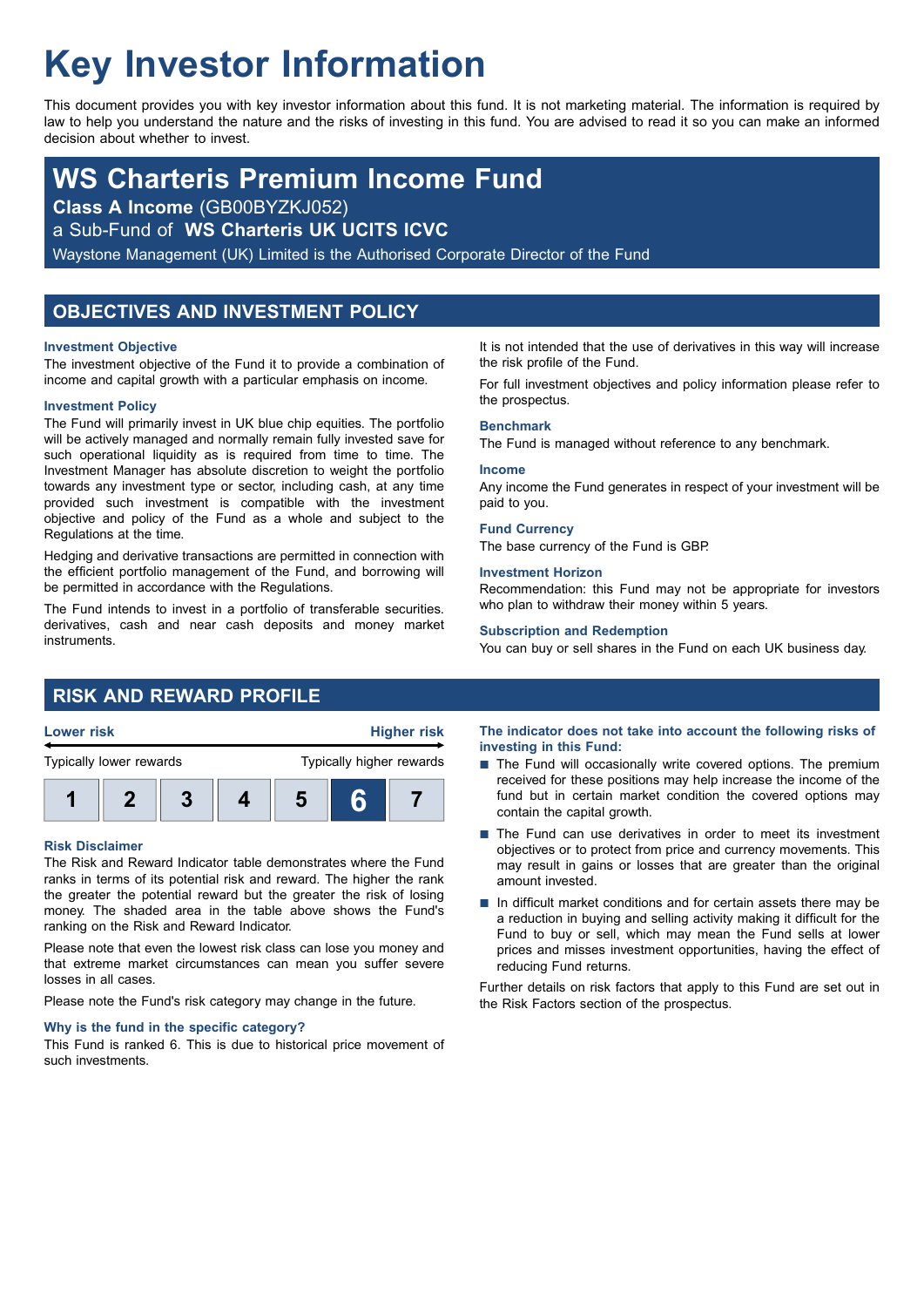# Key Investor Information

This document provides you with key investor information about this fund. It is not marketing material. The information is required by law to help you understand the nature and the risks of investing in this fund. You are advised to read it so you can make an informed decision about whether to invest.

## WS Charteris Premium Income Fund

**Class A Income** (GB00BYZKJ052)

a Sub-Fund of **WS Charteris UK UCITS ICVC**

Waystone Management (UK) Limited is the Authorised Corporate Director of the Fund

## OBJECTIVES AND INVESTMENT POLICY

### Investment Objective

The investment objective of the Fund it to provide a combination of income and capital growth with a particular emphasis on income.

### Investment Policy

The Fund will primarily invest in UK blue chip equities. The portfolio will be actively managed and normally remain fully invested save for such operational liquidity as is required from time to time. The Investment Manager has absolute discretion to weight the portfolio towards any investment type or sector, including cash, at any time provided such investment is compatible with the investment objective and policy of the Fund as a whole and subject to the Regulations at the time.

Hedging and derivative transactions are permitted in connection with the efficient portfolio management of the Fund, and borrowing will be permitted in accordance with the Regulations.

The Fund intends to invest in a portfolio of transferable securities. derivatives, cash and near cash deposits and money market instruments.

It is not intended that the use of derivatives in this way will increase the risk profile of the Fund.

For full investment objectives and policy information please refer to the prospectus.

### Benchmark

The Fund is managed without reference to any benchmark.

### Income

Any income the Fund generates in respect of your investment will be paid to you.

### Fund Currency

The base currency of the Fund is GBP.

### Investment Horizon

Recommendation: this Fund may not be appropriate for investors who plan to withdraw their money within 5 years.

### Subscription and Redemption

You can buy or sell shares in the Fund on each UK business day.

## RISK AND REWARD PROFILE

Lower risk — Higher risk

Typically lower rewards — Typically higher rewards

| 1 | 2 | 3 | 4 | 5 | **6** | 7 |
|---|---|---|---|---|---|---|

### Risk Disclaimer

The Risk and Reward Indicator table demonstrates where the Fund ranks in terms of its potential risk and reward. The higher the rank the greater the potential reward but the greater the risk of losing money. The shaded area in the table above shows the Fund's ranking on the Risk and Reward Indicator.

Please note that even the lowest risk class can lose you money and that extreme market circumstances can mean you suffer severe losses in all cases.

Please note the Fund's risk category may change in the future.

### Why is the fund in the specific category?

This Fund is ranked 6. This is due to historical price movement of such investments.

### The indicator does not take into account the following risks of investing in this Fund:

- The Fund will occasionally write covered options. The premium received for these positions may help increase the income of the fund but in certain market condition the covered options may contain the capital growth.
- The Fund can use derivatives in order to meet its investment objectives or to protect from price and currency movements. This may result in gains or losses that are greater than the original amount invested.
- In difficult market conditions and for certain assets there may be a reduction in buying and selling activity making it difficult for the Fund to buy or sell, which may mean the Fund sells at lower prices and misses investment opportunities, having the effect of reducing Fund returns.

Further details on risk factors that apply to this Fund are set out in the Risk Factors section of the prospectus.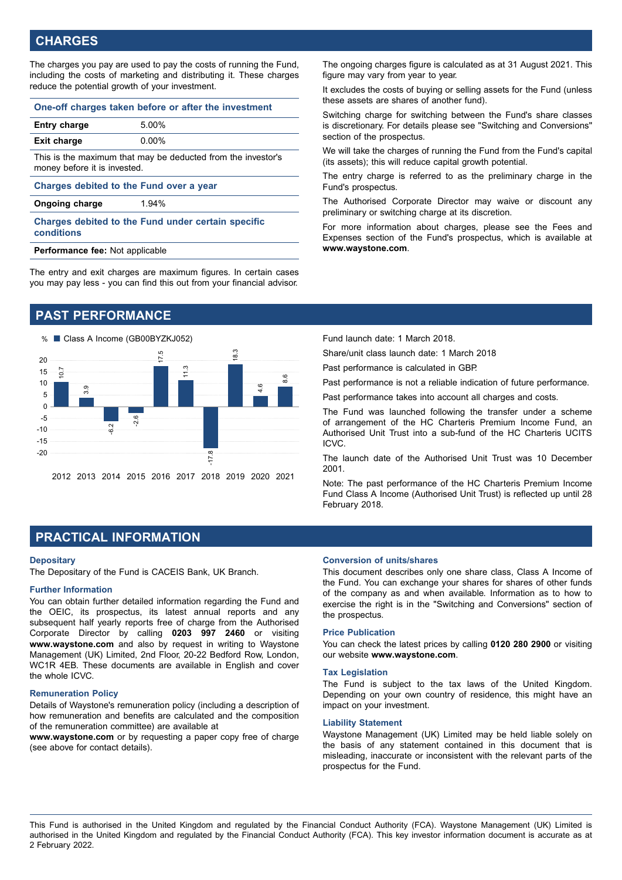## CHARGES

The charges you pay are used to pay the costs of running the Fund, including the costs of marketing and distributing it. These charges reduce the potential growth of your investment.

| One-off charges taken before or after the investment | |
|---|---|
| **Entry charge** | 5.00% |
| **Exit charge** | 0.00% |
| This is the maximum that may be deducted from the investor's money before it is invested. | |
| **Charges debited to the Fund over a year** | |
| **Ongoing charge** | 1.94% |
| **Charges debited to the Fund under certain specific conditions** | |
| **Performance fee:** Not applicable | |

The entry and exit charges are maximum figures. In certain cases you may pay less - you can find this out from your financial advisor.

The ongoing charges figure is calculated as at 31 August 2021. This figure may vary from year to year.

It excludes the costs of buying or selling assets for the Fund (unless these assets are shares of another fund).

Switching charge for switching between the Fund's share classes is discretionary. For details please see "Switching and Conversions" section of the prospectus.

We will take the charges of running the Fund from the Fund's capital (its assets); this will reduce capital growth potential.

The entry charge is referred to as the preliminary charge in the Fund's prospectus.

The Authorised Corporate Director may waive or discount any preliminary or switching charge at its discretion.

For more information about charges, please see the Fees and Expenses section of the Fund's prospectus, which is available at **www.waystone.com**.

## PAST PERFORMANCE

% ■ Class A Income (GB00BYZKJ052)

20
15
10
5
0
-5
-10
-15
-20

10.7
3.9
-6.2
-2.6
17.5
11.3
-17.8
18.3
4.6
8.6

2012 2013 2014 2015 2016 2017 2018 2019 2020 2021

Fund launch date: 1 March 2018.

Share/unit class launch date: 1 March 2018

Past performance is calculated in GBP.

Past performance is not a reliable indication of future performance.

Past performance takes into account all charges and costs.

The Fund was launched following the transfer under a scheme of arrangement of the HC Charteris Premium Income Fund, an Authorised Unit Trust into a sub-fund of the HC Charteris UCITS ICVC.

The launch date of the Authorised Unit Trust was 10 December 2001.

Note: The past performance of the HC Charteris Premium Income Fund Class A Income (Authorised Unit Trust) is reflected up until 28 February 2018.

## PRACTICAL INFORMATION

### Depositary

The Depositary of the Fund is CACEIS Bank, UK Branch.

### Further Information

You can obtain further detailed information regarding the Fund and the OEIC, its prospectus, its latest annual reports and any subsequent half yearly reports free of charge from the Authorised Corporate Director by calling **0203 997 2460** or visiting **www.waystone.com** and also by request in writing to Waystone Management (UK) Limited, 2nd Floor, 20-22 Bedford Row, London, WC1R 4EB. These documents are available in English and cover the whole ICVC.

### Remuneration Policy

Details of Waystone's remuneration policy (including a description of how remuneration and benefits are calculated and the composition of the remuneration committee) are available at **www.waystone.com** or by requesting a paper copy free of charge (see above for contact details).

### Conversion of units/shares

This document describes only one share class, Class A Income of the Fund. You can exchange your shares for shares of other funds of the company as and when available. Information as to how to exercise the right is in the "Switching and Conversions" section of the prospectus.

### Price Publication

You can check the latest prices by calling **0120 280 2900** or visiting our website **www.waystone.com**.

### Tax Legislation

The Fund is subject to the tax laws of the United Kingdom. Depending on your own country of residence, this might have an impact on your investment.

### Liability Statement

Waystone Management (UK) Limited may be held liable solely on the basis of any statement contained in this document that is misleading, inaccurate or inconsistent with the relevant parts of the prospectus for the Fund.

This Fund is authorised in the United Kingdom and regulated by the Financial Conduct Authority (FCA). Waystone Management (UK) Limited is authorised in the United Kingdom and regulated by the Financial Conduct Authority (FCA). This key investor information document is accurate as at 2 February 2022.